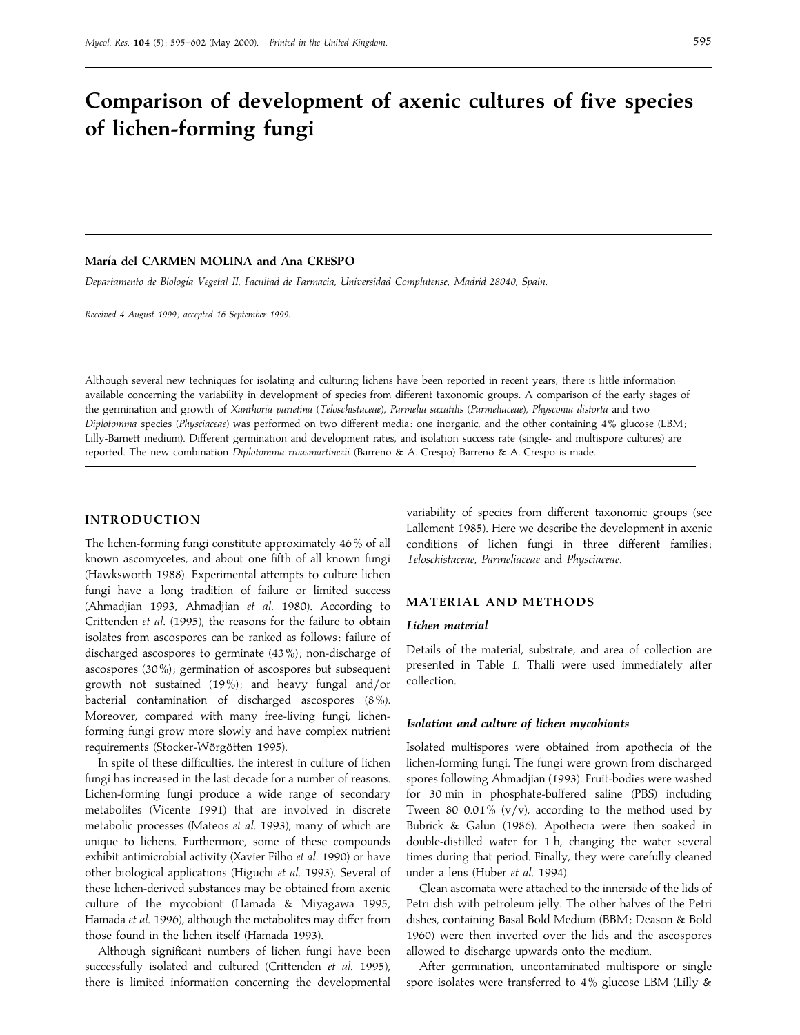# Comparison of development of axenic cultures of five species of lichen-forming fungi

**María del CARMEN MOLINA and Ana CRESPO**

*Departamento de Biología Vegetal II, Facultad de Farmacia, Universidad Complutense, Madrid 28040, Spain.*

*Received 4 August 1999; accepted 16 September 1999.*

Although several new techniques for isolating and culturing lichens have been reported in recent years, there is little information available concerning the variability in development of species from different taxonomic groups. A comparison of the early stages of the germination and growth of *Xanthoria parietina* (*Teloschistaceae*), *Parmelia saxatilis* (*Parmeliaceae*), *Physconia distorta* and two *Diplotomma* species (*Physciaceae*) was performed on two different media: one inorganic, and the other containing 4% glucose (LBM; Lilly-Barnett medium). Different germination and development rates, and isolation success rate (single- and multispore cultures) are reported. The new combination *Diplotomma rivasmartinezii* (Barreno & A. Crespo) Barreno & A. Crespo is made.

## INTRODUCTION

The lichen-forming fungi constitute approximately 46% of all known ascomycetes, and about one fifth of all known fungi (Hawksworth 1988). Experimental attempts to culture lichen fungi have a long tradition of failure or limited success (Ahmadjian 1993, Ahmadjian *et al.* 1980). According to Crittenden *et al.* (1995), the reasons for the failure to obtain isolates from ascospores can be ranked as follows: failure of discharged ascospores to germinate (43%); non-discharge of ascospores (30%); germination of ascospores but subsequent growth not sustained (19%); and heavy fungal and/or bacterial contamination of discharged ascospores (8%). Moreover, compared with many free-living fungi, lichen-forming fungi grow more slowly and have complex nutrient requirements (Stocker-Wörgötten 1995).

In spite of these difficulties, the interest in culture of lichen fungi has increased in the last decade for a number of reasons. Lichen-forming fungi produce a wide range of secondary metabolites (Vicente 1991) that are involved in discrete metabolic processes (Mateos *et al.* 1993), many of which are unique to lichens. Furthermore, some of these compounds exhibit antimicrobial activity (Xavier Filho *et al.* 1990) or have other biological applications (Higuchi *et al.* 1993). Several of these lichen-derived substances may be obtained from axenic culture of the mycobiont (Hamada & Miyagawa 1995, Hamada *et al.* 1996), although the metabolites may differ from those found in the lichen itself (Hamada 1993).

Although significant numbers of lichen fungi have been successfully isolated and cultured (Crittenden *et al.* 1995), there is limited information concerning the developmental variability of species from different taxonomic groups (see Lallement 1985). Here we describe the development in axenic conditions of lichen fungi in three different families: *Teloschistaceae*, *Parmeliaceae* and *Physciaceae*.

## MATERIAL AND METHODS

### Lichen material

Details of the material, substrate, and area of collection are presented in Table 1. Thalli were used immediately after collection.

### Isolation and culture of lichen mycobionts

Isolated multispores were obtained from apothecia of the lichen-forming fungi. The fungi were grown from discharged spores following Ahmadjian (1993). Fruit-bodies were washed for 30 min in phosphate-buffered saline (PBS) including Tween 80 0.01% (v/v), according to the method used by Bubrick & Galun (1986). Apothecia were then soaked in double-distilled water for 1 h, changing the water several times during that period. Finally, they were carefully cleaned under a lens (Huber *et al.* 1994).

Clean ascomata were attached to the innerside of the lids of Petri dish with petroleum jelly. The other halves of the Petri dishes, containing Basal Bold Medium (BBM; Deason & Bold 1960) were then inverted over the lids and the ascospores allowed to discharge upwards onto the medium.

After germination, uncontaminated multispore or single spore isolates were transferred to 4% glucose LBM (Lilly &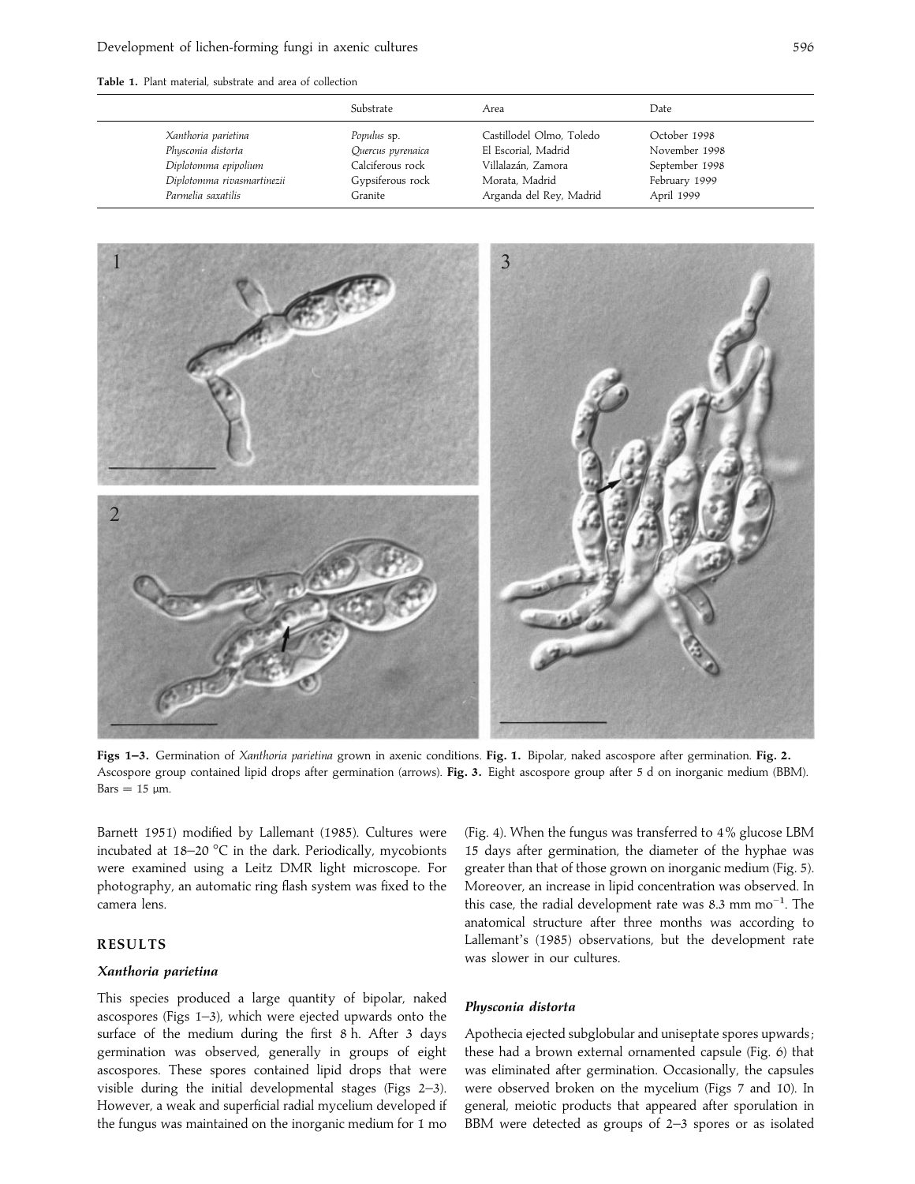**Table 1.** Plant material, substrate and area of collection

| | Substrate | Area | Date |
|---|---|---|---|
| *Xanthoria parietina* | *Populus* sp. | Castillodel Olmo, Toledo | October 1998 |
| *Physconia distorta* | *Quercus pyrenaica* | El Escorial, Madrid | November 1998 |
| *Diplotomma epipolium* | Calciferous rock | Villalazán, Zamora | September 1998 |
| *Diplotomma rivasmartinezii* | Gypsiferous rock | Morata, Madrid | February 1999 |
| *Parmelia saxatilis* | Granite | Arganda del Rey, Madrid | April 1999 |

**Figs 1–3.** Germination of *Xanthoria parietina* grown in axenic conditions. **Fig. 1.** Bipolar, naked ascospore after germination. **Fig. 2.** Ascospore group contained lipid drops after germination (arrows). **Fig. 3.** Eight ascospore group after 5 d on inorganic medium (BBM). Bars = 15 µm.

Barnett 1951) modified by Lallemant (1985). Cultures were incubated at 18–20 °C in the dark. Periodically, mycobionts were examined using a Leitz DMR light microscope. For photography, an automatic ring flash system was fixed to the camera lens.

## RESULTS

### *Xanthoria parietina*

This species produced a large quantity of bipolar, naked ascospores (Figs 1–3), which were ejected upwards onto the surface of the medium during the first 8 h. After 3 days germination was observed, generally in groups of eight ascospores. These spores contained lipid drops that were visible during the initial developmental stages (Figs 2–3). However, a weak and superficial radial mycelium developed if the fungus was maintained on the inorganic medium for 1 mo (Fig. 4). When the fungus was transferred to 4% glucose LBM 15 days after germination, the diameter of the hyphae was greater than that of those grown on inorganic medium (Fig. 5). Moreover, an increase in lipid concentration was observed. In this case, the radial development rate was 8.3 mm $mo^{-1}$. The anatomical structure after three months was according to Lallemant's (1985) observations, but the development rate was slower in our cultures.

### *Physconia distorta*

Apothecia ejected subglobular and uniseptate spores upwards; these had a brown external ornamented capsule (Fig. 6) that was eliminated after germination. Occasionally, the capsules were observed broken on the mycelium (Figs 7 and 10). In general, meiotic products that appeared after sporulation in BBM were detected as groups of 2–3 spores or as isolated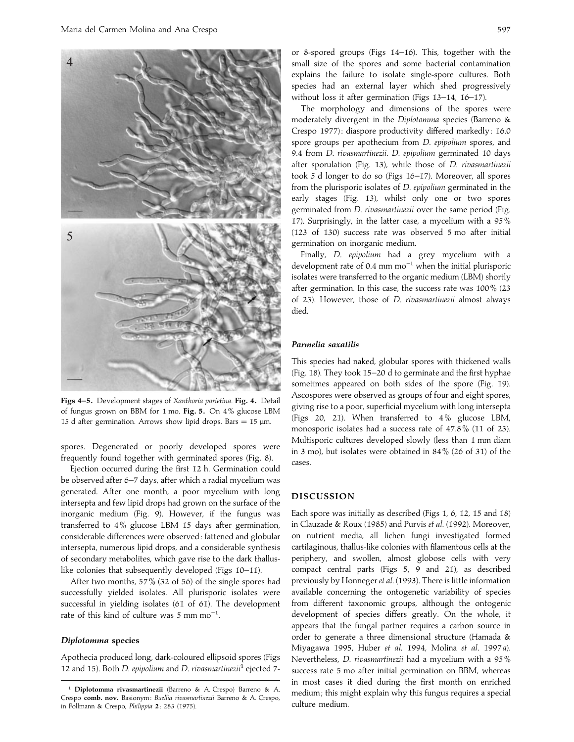Figs 4–5. Development stages of *Xanthoria parietina*. **Fig. 4.** Detail of fungus grown on BBM for 1 mo. **Fig. 5.** On 4% glucose LBM 15 d after germination. Arrows show lipid drops. Bars = 15 µm.

spores. Degenerated or poorly developed spores were frequently found together with germinated spores (Fig. 8).

Ejection occurred during the first 12 h. Germination could be observed after 6–7 days, after which a radial mycelium was generated. After one month, a poor mycelium with long intersepta and few lipid drops had grown on the surface of the inorganic medium (Fig. 9). However, if the fungus was transferred to 4% glucose LBM 15 days after germination, considerable differences were observed: fattened and globular intersepta, numerous lipid drops, and a considerable synthesis of secondary metabolites, which gave rise to the dark thallus-like colonies that subsequently developed (Figs 10–11).

After two months, 57% (32 of 56) of the single spores had successfully yielded isolates. All plurisporic isolates were successful in yielding isolates (61 of 61). The development rate of this kind of culture was 5 mm $mo^{-1}$.

### *Diplotomma* species

Apothecia produced long, dark-coloured ellipsoid spores (Figs 12 and 15). Both *D. epipolium* and *D. rivasmartinezii*[1] ejected 7- or 8-spored groups (Figs 14–16). This, together with the small size of the spores and some bacterial contamination explains the failure to isolate single-spore cultures. Both species had an external layer which shed progressively without loss it after germination (Figs 13–14, 16–17).

The morphology and dimensions of the spores were moderately divergent in the *Diplotomma* species (Barreno & Crespo 1977): diaspore productivity differed markedly: 16.0 spore groups per apothecium from *D. epipolium* spores, and 9.4 from *D. rivasmartinezii*. *D. epipolium* germinated 10 days after sporulation (Fig. 13), while those of *D. rivasmartinezii* took 5 d longer to do so (Figs 16–17). Moreover, all spores from the plurisporic isolates of *D. epipolium* germinated in the early stages (Fig. 13), whilst only one or two spores germinated from *D. rivasmartinezii* over the same period (Fig. 17). Surprisingly, in the latter case, a mycelium with a 95% (123 of 130) success rate was observed 5 mo after initial germination on inorganic medium.

Finally, *D. epipolium* had a grey mycelium with a development rate of 0.4 mm $mo^{-1}$ when the initial plurisporic isolates were transferred to the organic medium (LBM) shortly after germination. In this case, the success rate was 100% (23 of 23). However, those of *D. rivasmartinezii* almost always died.

### *Parmelia saxatilis*

This species had naked, globular spores with thickened walls (Fig. 18). They took 15–20 d to germinate and the first hyphae sometimes appeared on both sides of the spore (Fig. 19). Ascospores were observed as groups of four and eight spores, giving rise to a poor, superficial mycelium with long intersepta (Figs 20, 21). When transferred to 4% glucose LBM, monosporic isolates had a success rate of 47.8% (11 of 23). Multisporic cultures developed slowly (less than 1 mm diam in 3 mo), but isolates were obtained in 84% (26 of 31) of the cases.

## DISCUSSION

Each spore was initially as described (Figs 1, 6, 12, 15 and 18) in Clauzade & Roux (1985) and Purvis *et al.* (1992). Moreover, on nutrient media, all lichen fungi investigated formed cartilaginous, thallus-like colonies with filamentous cells at the periphery, and swollen, almost globose cells with very compact central parts (Figs 5, 9 and 21), as described previously by Honneger *et al.* (1993). There is little information available concerning the ontogenetic variability of species from different taxonomic groups, although the ontogenic development of species differs greatly. On the whole, it appears that the fungal partner requires a carbon source in order to generate a three dimensional structure (Hamada & Miyagawa 1995, Huber *et al.* 1994, Molina *et al.* 1997*a*). Nevertheless, *D. rivasmartinezii* had a mycelium with a 95% success rate 5 mo after initial germination on BBM, whereas in most cases it died during the first month on enriched medium; this might explain why this fungus requires a special culture medium.

[1] **Diplotomma rivasmartinezii** (Barreno & A. Crespo) Barreno & A. Crespo **comb. nov.** Basionym: *Buellia rivasmartinezii* Barreno & A. Crespo, in Follmann & Crespo, *Philippia* **2**: 283 (1975).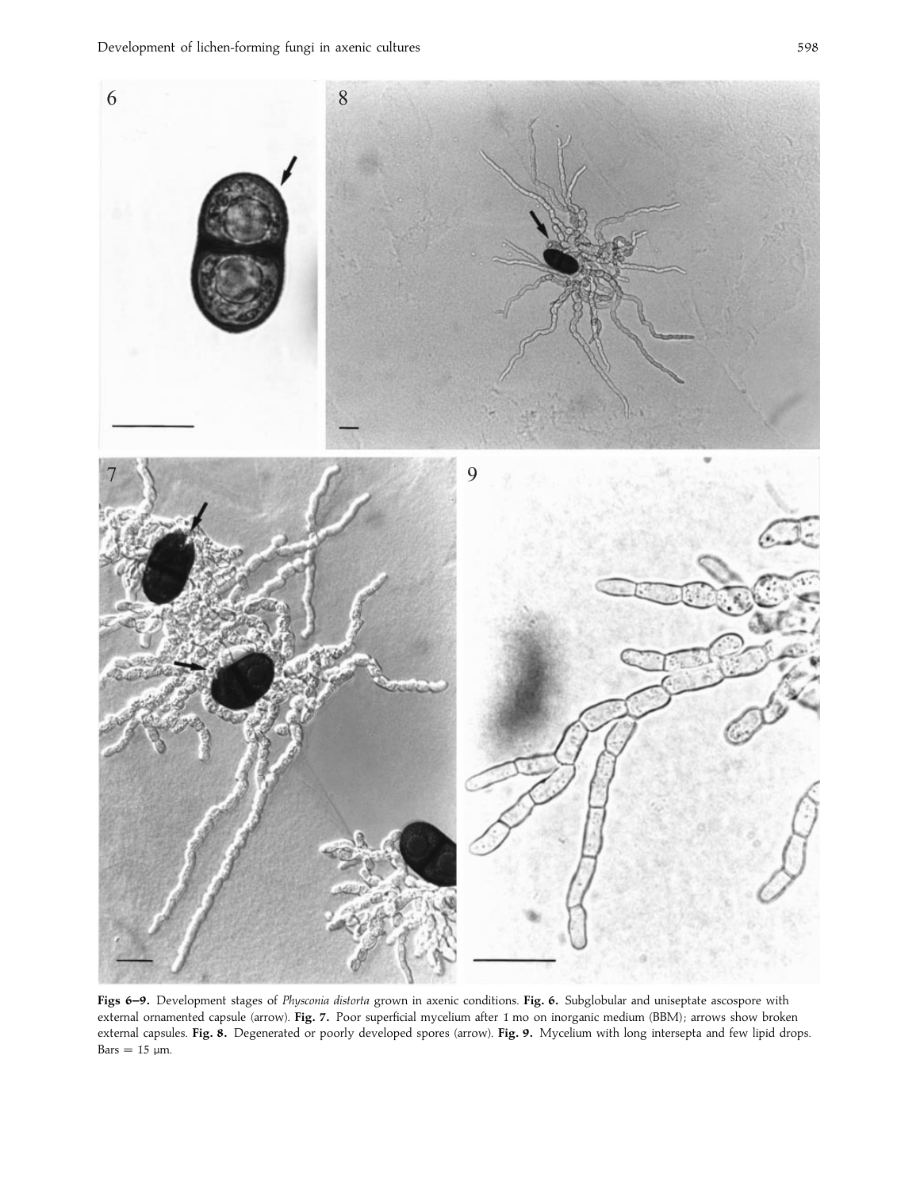**Figs 6–9.** Development stages of *Physconia distorta* grown in axenic conditions. **Fig. 6.** Subglobular and uniseptate ascospore with external ornamented capsule (arrow). **Fig. 7.** Poor superficial mycelium after 1 mo on inorganic medium (BBM); arrows show broken external capsules. **Fig. 8.** Degenerated or poorly developed spores (arrow). **Fig. 9.** Mycelium with long intersepta and few lipid drops. Bars = 15 μm.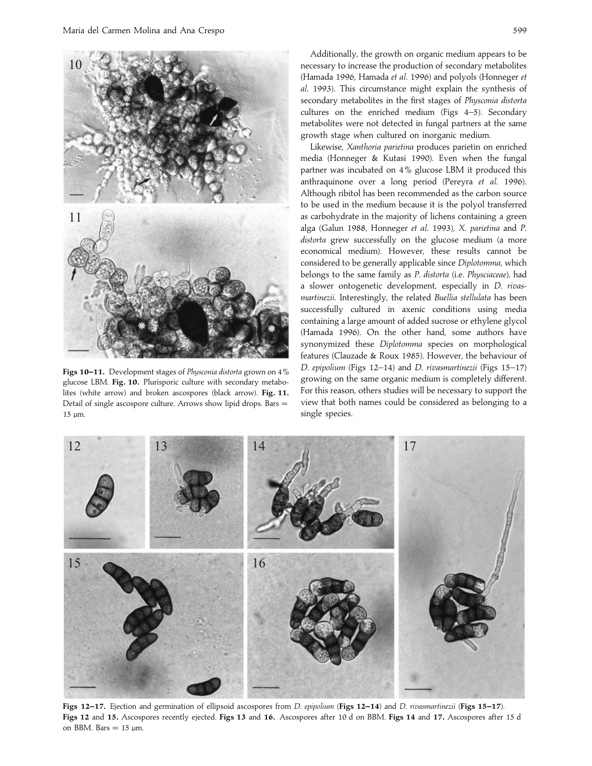Figs 10–11. Development stages of *Physconia distorta* grown on 4% glucose LBM. **Fig. 10.** Plurisporic culture with secondary metabolites (white arrow) and broken ascospores (black arrow). **Fig. 11.** Detail of single ascospore culture. Arrows show lipid drops. Bars = 15 μm.

Additionally, the growth on organic medium appears to be necessary to increase the production of secondary metabolites (Hamada 1996, Hamada *et al*. 1996) and polyols (Honneger *et al*. 1993). This circumstance might explain the synthesis of secondary metabolites in the first stages of *Physconia distorta* cultures on the enriched medium (Figs 4–5). Secondary metabolites were not detected in fungal partners at the same growth stage when cultured on inorganic medium.

Likewise, *Xanthoria parietina* produces parietin on enriched media (Honneger & Kutasi 1990). Even when the fungal partner was incubated on 4% glucose LBM it produced this anthraquinone over a long period (Pereyra *et al*. 1996). Although ribitol has been recommended as the carbon source to be used in the medium because it is the polyol transferred as carbohydrate in the majority of lichens containing a green alga (Galun 1988, Honneger *et al*. 1993), *X. parietina* and *P. distorta* grew successfully on the glucose medium (a more economical medium). However, these results cannot be considered to be generally applicable since *Diplotomma*, which belongs to the same family as *P. distorta* (i.e. *Physciaceae*), had a slower ontogenetic development, especially in *D. rivasmartinezii*. Interestingly, the related *Buellia stellulata* has been successfully cultured in axenic conditions using media containing a large amount of added sucrose or ethylene glycol (Hamada 1996). On the other hand, some authors have synonymized these *Diplotomma* species on morphological features (Clauzade & Roux 1985). However, the behaviour of *D. epipolium* (Figs 12–14) and *D. rivasmartinezii* (Figs 15–17) growing on the same organic medium is completely different. For this reason, others studies will be necessary to support the view that both names could be considered as belonging to a single species.

**Figs 12–17.** Ejection and germination of ellipsoid ascospores from *D. epipolium* (**Figs 12–14**) and *D. rivasmartinezii* (**Figs 15–17**). **Figs 12** and **15.** Ascospores recently ejected. **Figs 13** and **16.** Ascospores after 10 d on BBM. **Figs 14** and **17.** Ascospores after 15 d on BBM. Bars = 15 μm.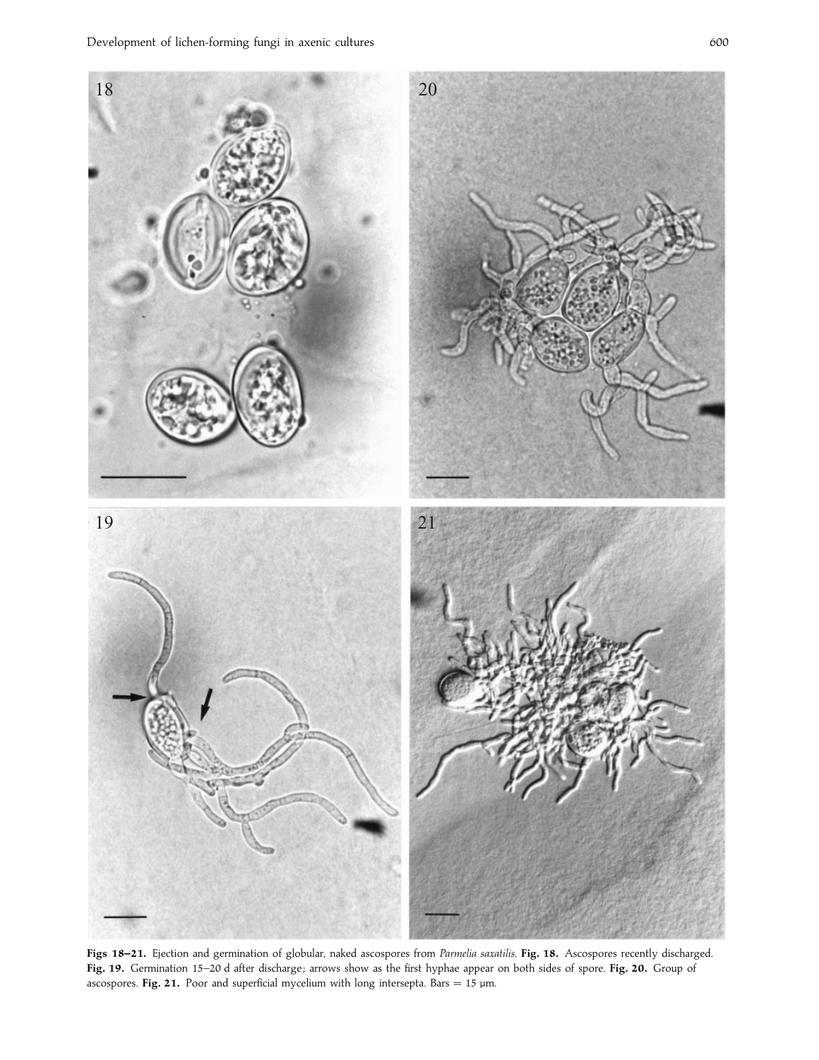**Figs 18–21.** Ejection and germination of globular, naked ascospores from *Parmelia saxatilis*. **Fig. 18.** Ascospores recently discharged. **Fig. 19.** Germination 15–20 d after discharge; arrows show as the first hyphae appear on both sides of spore. **Fig. 20.** Group of ascospores. **Fig. 21.** Poor and superficial mycelium with long intersepta. Bars = 15 µm.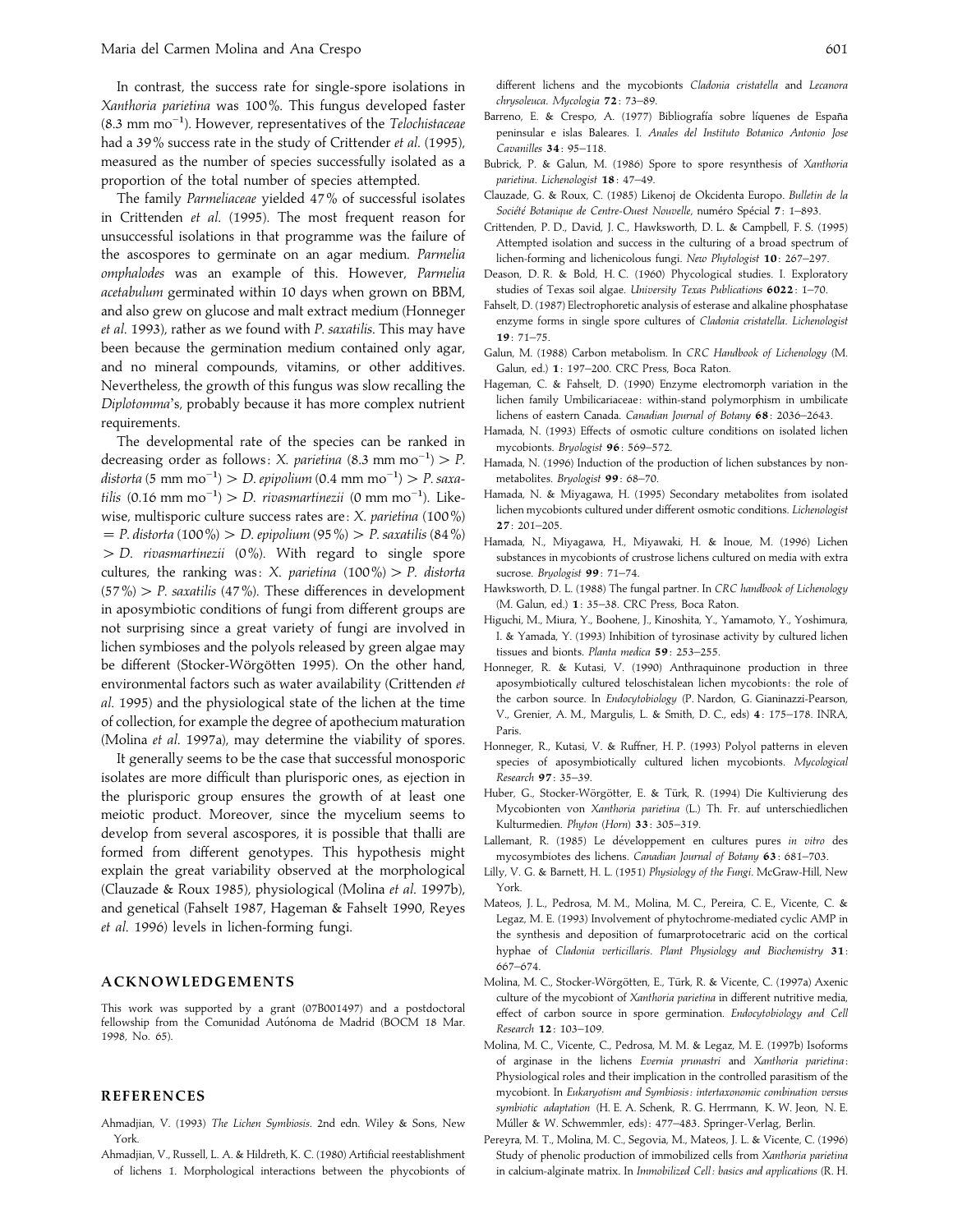In contrast, the success rate for single-spore isolations in *Xanthoria parietina* was 100%. This fungus developed faster (8.3 mm mo$^{-1}$). However, representatives of the *Telochistaceae* had a 39% success rate in the study of Crittender *et al.* (1995), measured as the number of species successfully isolated as a proportion of the total number of species attempted.

The family *Parmeliaceae* yielded 47% of successful isolates in Crittenden *et al.* (1995). The most frequent reason for unsuccessful isolations in that programme was the failure of the ascospores to germinate on an agar medium. *Parmelia omphalodes* was an example of this. However, *Parmelia acetabulum* germinated within 10 days when grown on BBM, and also grew on glucose and malt extract medium (Honneger *et al.* 1993), rather as we found with *P. saxatilis*. This may have been because the germination medium contained only agar, and no mineral compounds, vitamins, or other additives. Nevertheless, the growth of this fungus was slow recalling the *Diplotomma*'s, probably because it has more complex nutrient requirements.

The developmental rate of the species can be ranked in decreasing order as follows: *X. parietina* (8.3 mm mo$^{-1}$) > *P. distorta* (5 mm mo$^{-1}$) > *D. epipolium* (0.4 mm mo$^{-1}$) > *P. saxatilis* (0.16 mm mo$^{-1}$) > *D. rivasmartinezii* (0 mm mo$^{-1}$). Likewise, multisporic culture success rates are: *X. parietina* (100%) = *P. distorta* (100%) > *D. epipolium* (95%) > *P. saxatilis* (84%) > *D. rivasmartinezii* (0%). With regard to single spore cultures, the ranking was: *X. parietina* (100%) > *P. distorta* (57%) > *P. saxatilis* (47%). These differences in development in aposymbiotic conditions of fungi from different groups are not surprising since a great variety of fungi are involved in lichen symbioses and the polyols released by green algae may be different (Stocker-Wörgötten 1995). On the other hand, environmental factors such as water availability (Crittenden *et al.* 1995) and the physiological state of the lichen at the time of collection, for example the degree of apothecium maturation (Molina *et al.* 1997a), may determine the viability of spores.

It generally seems to be the case that successful monosporic isolates are more difficult than plurisporic ones, as ejection in the plurisporic group ensures the growth of at least one meiotic product. Moreover, since the mycelium seems to develop from several ascospores, it is possible that thalli are formed from different genotypes. This hypothesis might explain the great variability observed at the morphological (Clauzade & Roux 1985), physiological (Molina *et al.* 1997b), and genetical (Fahselt 1987, Hageman & Fahselt 1990, Reyes *et al.* 1996) levels in lichen-forming fungi.

## ACKNOWLEDGEMENTS

This work was supported by a grant (07B001497) and a postdoctoral fellowship from the Comunidad Autónoma de Madrid (BOCM 18 Mar. 1998, No. 65).

## REFERENCES

Ahmadjian, V. (1993) *The Lichen Symbiosis*. 2nd edn. Wiley & Sons, New York.

Ahmadjian, V., Russell, L. A. & Hildreth, K. C. (1980) Artificial reestablishment of lichens 1. Morphological interactions between the phycobionts of different lichens and the mycobionts *Cladonia cristatella* and *Lecanora chrysoleuca*. *Mycologia* **72**: 73–89.

Barreno, E. & Crespo, A. (1977) Bibliografía sobre líquenes de España peninsular e islas Baleares. I. *Anales del Instituto Botanico Antonio Jose Cavanilles* **34**: 95–118.

Bubrick, P. & Galun, M. (1986) Spore to spore resynthesis of *Xanthoria parietina*. *Lichenologist* **18**: 47–49.

Clauzade, G. & Roux, C. (1985) Likenoj de Okcidenta Europo. *Bulletin de la Société Botanique de Centre-Ouest Nouvelle*, numéro Spécial **7**: 1–893.

Crittenden, P. D., David, J. C., Hawksworth, D. L. & Campbell, F. S. (1995) Attempted isolation and success in the culturing of a broad spectrum of lichen-forming and lichenicolous fungi. *New Phytologist* **10**: 267–297.

Deason, D. R. & Bold, H. C. (1960) Phycological studies. I. Exploratory studies of Texas soil algae. *University Texas Publications* **6022**: 1–70.

Fahselt, D. (1987) Electrophoretic analysis of esterase and alkaline phosphatase enzyme forms in single spore cultures of *Cladonia cristatella*. *Lichenologist* **19**: 71–75.

Galun, M. (1988) Carbon metabolism. In *CRC Handbook of Lichenology* (M. Galun, ed.) **1**: 197–200. CRC Press, Boca Raton.

Hageman, C. & Fahselt, D. (1990) Enzyme electromorph variation in the lichen family Umbilicariaceae: within-stand polymorphism in umbilicate lichens of eastern Canada. *Canadian Journal of Botany* **68**: 2036–2643.

Hamada, N. (1993) Effects of osmotic culture conditions on isolated lichen mycobionts. *Bryologist* **96**: 569–572.

Hamada, N. (1996) Induction of the production of lichen substances by non-metabolites. *Bryologist* **99**: 68–70.

Hamada, N. & Miyagawa, H. (1995) Secondary metabolites from isolated lichen mycobionts cultured under different osmotic conditions. *Lichenologist* **27**: 201–205.

Hamada, N., Miyagawa, H., Miyawaki, H. & Inoue, M. (1996) Lichen substances in mycobionts of crustrose lichens cultured on media with extra sucrose. *Bryologist* **99**: 71–74.

Hawksworth, D. L. (1988) The fungal partner. In *CRC handbook of Lichenology* (M. Galun, ed.) **1**: 35–38. CRC Press, Boca Raton.

Higuchi, M., Miura, Y., Boohene, J., Kinoshita, Y., Yamamoto, Y., Yoshimura, I. & Yamada, Y. (1993) Inhibition of tyrosinase activity by cultured lichen tissues and bionts. *Planta medica* **59**: 253–255.

Honneger, R. & Kutasi, V. (1990) Anthraquinone production in three aposymbiotically cultured teloschistalean lichen mycobionts: the role of the carbon source. In *Endocytobiology* (P. Nardon, G. Gianinazzi-Pearson, V., Grenier, A. M., Margulis, L. & Smith, D. C., eds) **4**: 175–178. INRA, Paris.

Honneger, R., Kutasi, V. & Ruffner, H. P. (1993) Polyol patterns in eleven species of aposymbiotically cultured lichen mycobionts. *Mycological Research* **97**: 35–39.

Huber, G., Stocker-Wörgötter, E. & Türk, R. (1994) Die Kultivierung des Mycobionten von *Xanthoria parietina* (L.) Th. Fr. auf unterschiedlichen Kulturmedien. *Phyton* (*Horn*) **33**: 305–319.

Lallemant, R. (1985) Le développement en cultures pures *in vitro* des mycosymbiotes des lichens. *Canadian Journal of Botany* **63**: 681–703.

Lilly, V. G. & Barnett, H. L. (1951) *Physiology of the Fungi*. McGraw-Hill, New York.

Mateos, J. L., Pedrosa, M. M., Molina, M. C., Pereira, C. E., Vicente, C. & Legaz, M. E. (1993) Involvement of phytochrome-mediated cyclic AMP in the synthesis and deposition of fumarprotocetraric acid on the cortical hyphae of *Cladonia verticillaris*. *Plant Physiology and Biochemistry* **31**: 667–674.

Molina, M. C., Stocker-Wörgötten, E., Türk, R. & Vicente, C. (1997a) Axenic culture of the mycobiont of *Xanthoria parietina* in different nutritive media, effect of carbon source in spore germination. *Endocytobiology and Cell Research* **12**: 103–109.

Molina, M. C., Vicente, C., Pedrosa, M. M. & Legaz, M. E. (1997b) Isoforms of arginase in the lichens *Evernia prunastri* and *Xanthoria parietina*: Physiological roles and their implication in the controlled parasitism of the mycobiont. In *Eukaryotism and Symbiosis: intertaxonomic combination versus symbiotic adaptation* (H. E. A. Schenk, R. G. Herrmann, K. W. Jeon, N. E. Múller & W. Schwemmler, eds): 477–483. Springer-Verlag, Berlin.

Pereyra, M. T., Molina, M. C., Segovia, M., Mateos, J. L. & Vicente, C. (1996) Study of phenolic production of immobilized cells from *Xanthoria parietina* in calcium-alginate matrix. In *Immobilized Cell: basics and applications* (R. H.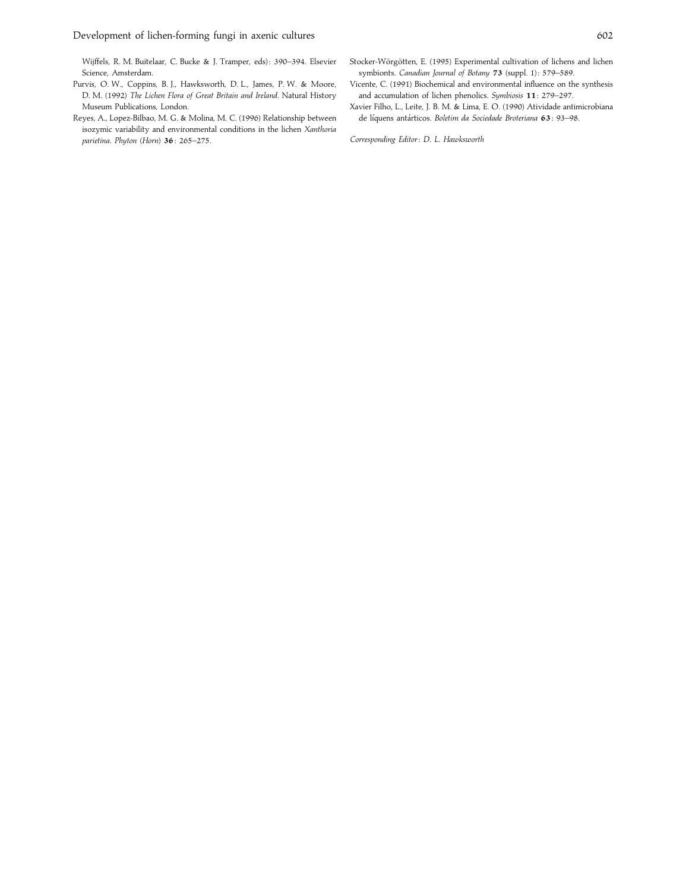Wijffels, R. M. Buitelaar, C. Bucke & J. Tramper, eds): 390–394. Elsevier Science, Amsterdam.

Purvis, O. W., Coppins, B. J., Hawksworth, D. L., James, P. W. & Moore, D. M. (1992) *The Lichen Flora of Great Britain and Ireland*. Natural History Museum Publications, London.

Reyes, A., Lopez-Bilbao, M. G. & Molina, M. C. (1996) Relationship between isozymic variability and environmental conditions in the lichen *Xanthoria parietina*. *Phyton* (*Horn*) **36**: 265–275.

Stocker-Wörgötten, E. (1995) Experimental cultivation of lichens and lichen symbionts. *Canadian Journal of Botany* **73** (suppl. 1): 579–589.

Vicente, C. (1991) Biochemical and environmental influence on the synthesis and accumulation of lichen phenolics. *Symbiosis* **11**: 279–297.

Xavier Filho, L., Leite, J. B. M. & Lima, E. O. (1990) Atividade antimicrobiana de líquens antárticos. *Boletim da Sociedade Broteriana* **63**: 93–98.

*Corresponding Editor: D. L. Hawksworth*